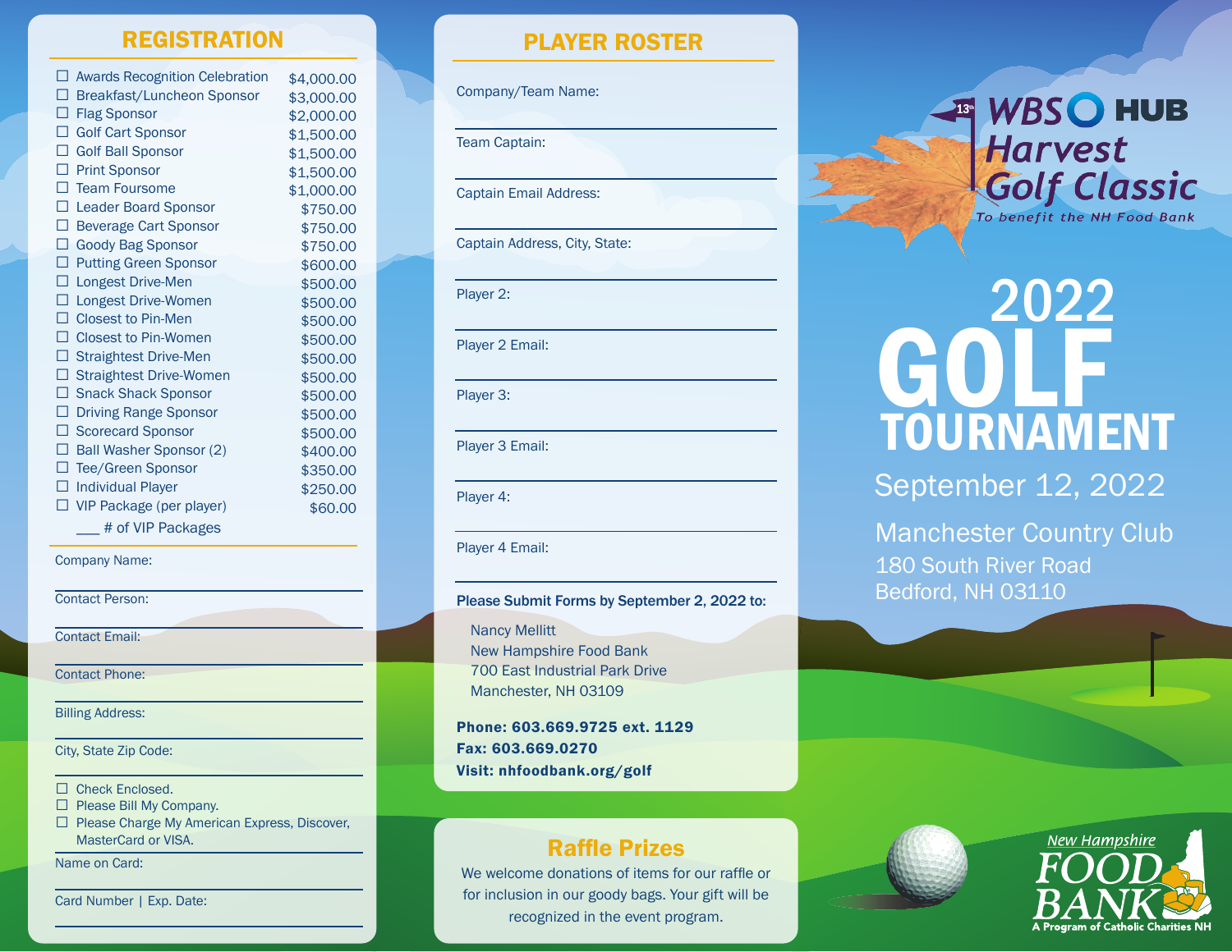## REGISTRATION

| | |
|---|---|
| ☐ Awards Recognition Celebration | $4,000.00 |
| ☐ Breakfast/Luncheon Sponsor | $3,000.00 |
| ☐ Flag Sponsor | $2,000.00 |
| ☐ Golf Cart Sponsor | $1,500.00 |
| ☐ Golf Ball Sponsor | $1,500.00 |
| ☐ Print Sponsor | $1,500.00 |
| ☐ Team Foursome | $1,000.00 |
| ☐ Leader Board Sponsor | $750.00 |
| ☐ Beverage Cart Sponsor | $750.00 |
| ☐ Goody Bag Sponsor | $750.00 |
| ☐ Putting Green Sponsor | $600.00 |
| ☐ Longest Drive-Men | $500.00 |
| ☐ Longest Drive-Women | $500.00 |
| ☐ Closest to Pin-Men | $500.00 |
| ☐ Closest to Pin-Women | $500.00 |
| ☐ Straightest Drive-Men | $500.00 |
| ☐ Straightest Drive-Women | $500.00 |
| ☐ Snack Shack Sponsor | $500.00 |
| ☐ Driving Range Sponsor | $500.00 |
| ☐ Scorecard Sponsor | $500.00 |
| ☐ Ball Washer Sponsor (2) | $400.00 |
| ☐ Tee/Green Sponsor | $350.00 |
| ☐ Individual Player | $250.00 |
| ☐ VIP Package (per player) | $60.00 |

___ # of VIP Packages

Company Name:

Contact Person:

Contact Email:

Contact Phone:

Billing Address:

City, State Zip Code:

☐ Check Enclosed.
☐ Please Bill My Company.
☐ Please Charge My American Express, Discover, MasterCard or VISA.

Name on Card:

Card Number | Exp. Date:

## PLAYER ROSTER

Company/Team Name:

Team Captain:

Captain Email Address:

Captain Address, City, State:

Player 2:

Player 2 Email:

Player 3:

Player 3 Email:

Player 4:

Player 4 Email:

**Please Submit Forms by September 2, 2022 to:**

Nancy Mellitt
New Hampshire Food Bank
700 East Industrial Park Drive
Manchester, NH 03109

**Phone: 603.669.9725 ext. 1129**
**Fax: 603.669.0270**
**Visit: nhfoodbank.org/golf**

## Raffle Prizes

We welcome donations of items for our raffle or for inclusion in our goody bags. Your gift will be recognized in the event program.

13th WBS HUB Harvest Golf Classic

*To benefit the NH Food Bank*

# 2022 GOLF TOURNAMENT

September 12, 2022

Manchester Country Club
180 South River Road
Bedford, NH 03110

New Hampshire FOOD BANK
A Program of Catholic Charities NH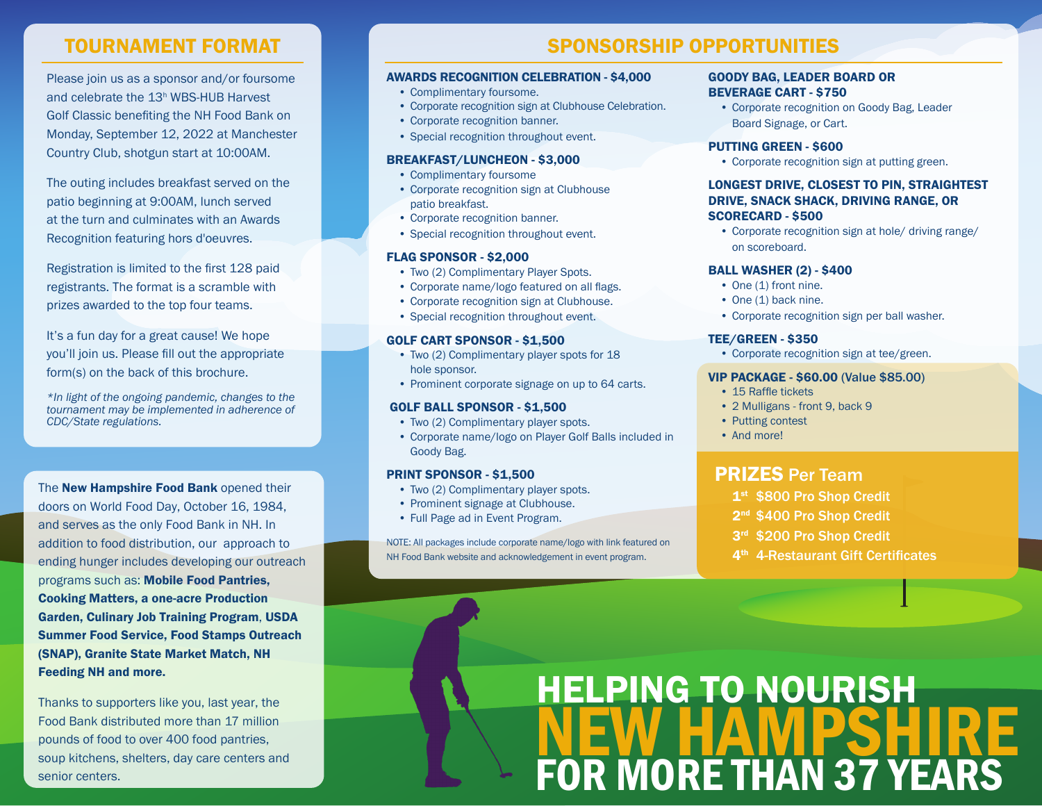## TOURNAMENT FORMAT

Please join us as a sponsor and/or foursome and celebrate the 13h WBS-HUB Harvest Golf Classic benefiting the NH Food Bank on Monday, September 12, 2022 at Manchester Country Club, shotgun start at 10:00AM.

The outing includes breakfast served on the patio beginning at 9:00AM, lunch served at the turn and culminates with an Awards Recognition featuring hors d'oeuvres.

Registration is limited to the first 128 paid registrants. The format is a scramble with prizes awarded to the top four teams.

It's a fun day for a great cause! We hope you'll join us. Please fill out the appropriate form(s) on the back of this brochure.

*\*In light of the ongoing pandemic, changes to the tournament may be implemented in adherence of CDC/State regulations.*

The **New Hampshire Food Bank** opened their doors on World Food Day, October 16, 1984, and serves as the only Food Bank in NH. In addition to food distribution, our approach to ending hunger includes developing our outreach programs such as: **Mobile Food Pantries, Cooking Matters, a one-acre Production Garden, Culinary Job Training Program, USDA Summer Food Service, Food Stamps Outreach (SNAP), Granite State Market Match, NH Feeding NH and more.**

Thanks to supporters like you, last year, the Food Bank distributed more than 17 million pounds of food to over 400 food pantries, soup kitchens, shelters, day care centers and senior centers.

## SPONSORSHIP OPPORTUNITIES

### AWARDS RECOGNITION CELEBRATION - $4,000
- Complimentary foursome.
- Corporate recognition sign at Clubhouse Celebration.
- Corporate recognition banner.
- Special recognition throughout event.

### BREAKFAST/LUNCHEON - $3,000
- Complimentary foursome
- Corporate recognition sign at Clubhouse patio breakfast.
- Corporate recognition banner.
- Special recognition throughout event.

### FLAG SPONSOR - $2,000
- Two (2) Complimentary Player Spots.
- Corporate name/logo featured on all flags.
- Corporate recognition sign at Clubhouse.
- Special recognition throughout event.

### GOLF CART SPONSOR - $1,500
- Two (2) Complimentary player spots for 18 hole sponsor.
- Prominent corporate signage on up to 64 carts.

### GOLF BALL SPONSOR - $1,500
- Two (2) Complimentary player spots.
- Corporate name/logo on Player Golf Balls included in Goody Bag.

### PRINT SPONSOR - $1,500
- Two (2) Complimentary player spots.
- Prominent signage at Clubhouse.
- Full Page ad in Event Program.

NOTE: All packages include corporate name/logo with link featured on NH Food Bank website and acknowledgement in event program.

### GOODY BAG, LEADER BOARD OR BEVERAGE CART - $750
- Corporate recognition on Goody Bag, Leader Board Signage, or Cart.

### PUTTING GREEN - $600
- Corporate recognition sign at putting green.

### LONGEST DRIVE, CLOSEST TO PIN, STRAIGHTEST DRIVE, SNACK SHACK, DRIVING RANGE, OR SCORECARD - $500
- Corporate recognition sign at hole/ driving range/ on scoreboard.

### BALL WASHER (2) - $400
- One (1) front nine.
- One (1) back nine.
- Corporate recognition sign per ball washer.

### TEE/GREEN - $350
- Corporate recognition sign at tee/green.

### VIP PACKAGE - $60.00 (Value $85.00)
- 15 Raffle tickets
- 2 Mulligans - front 9, back 9
- Putting contest
- And more!

## PRIZES Per Team

1st $800 Pro Shop Credit
2nd $400 Pro Shop Credit
3rd $200 Pro Shop Credit
4th 4-Restaurant Gift Certificates

# HELPING TO NOURISH NEW HAMPSHIRE FOR MORE THAN 37 YEARS